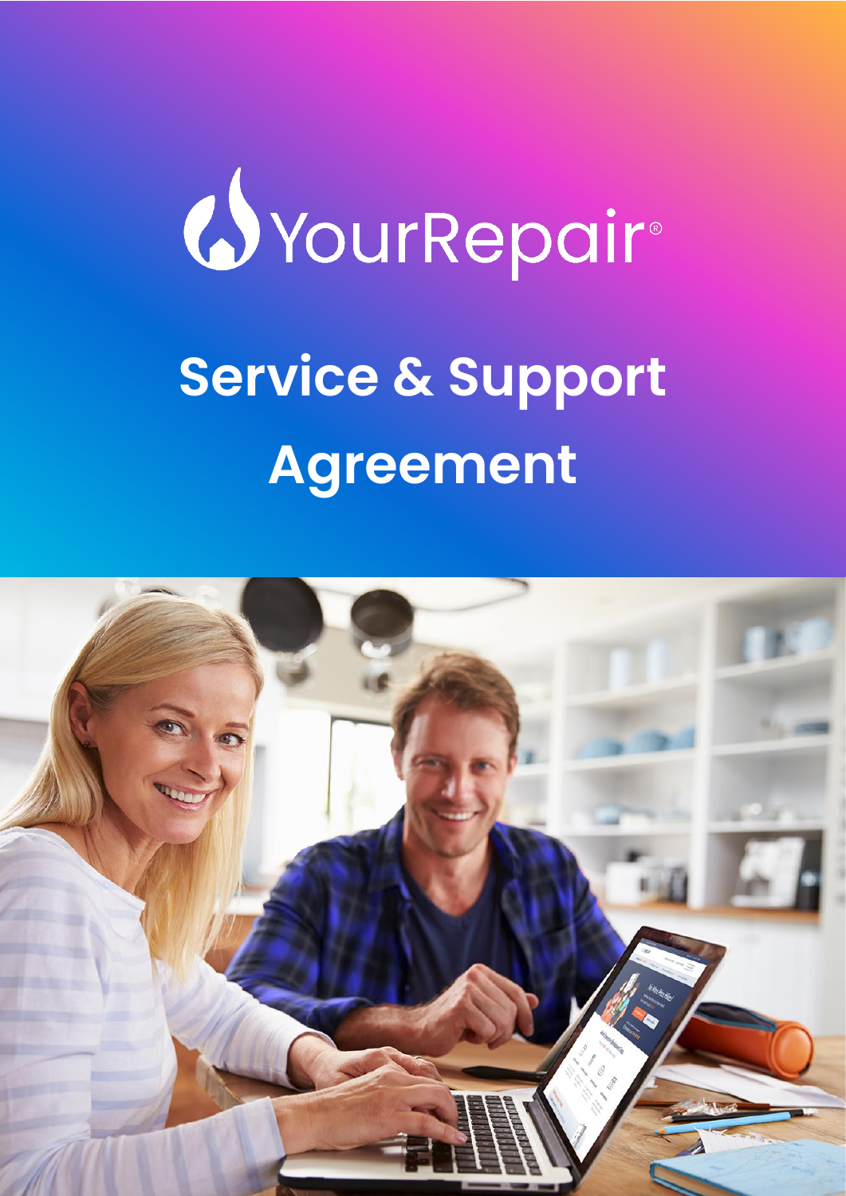YourRepair®

# Service & Support Agreement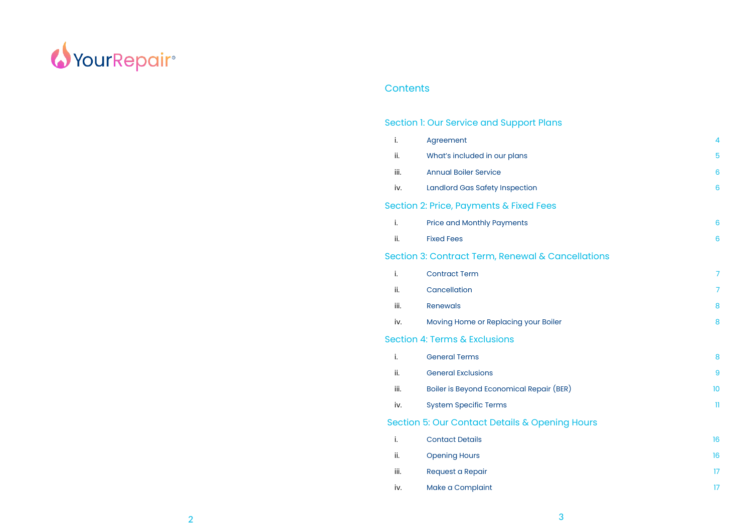YourRepair®

## Contents

### Section 1: Our Service and Support Plans

| | | |
|---|---|---|
| i. | Agreement | 4 |
| ii. | What's included in our plans | 5 |
| iii. | Annual Boiler Service | 6 |
| iv. | Landlord Gas Safety Inspection | 6 |

### Section 2: Price, Payments & Fixed Fees

| | | |
|---|---|---|
| i. | Price and Monthly Payments | 6 |
| ii. | Fixed Fees | 6 |

### Section 3: Contract Term, Renewal & Cancellations

| | | |
|---|---|---|
| i. | Contract Term | 7 |
| ii. | Cancellation | 7 |
| iii. | Renewals | 8 |
| iv. | Moving Home or Replacing your Boiler | 8 |

### Section 4: Terms & Exclusions

| | | |
|---|---|---|
| i. | General Terms | 8 |
| ii. | General Exclusions | 9 |
| iii. | Boiler is Beyond Economical Repair (BER) | 10 |
| iv. | System Specific Terms | 11 |

### Section 5: Our Contact Details & Opening Hours

| | | |
|---|---|---|
| i. | Contact Details | 16 |
| ii. | Opening Hours | 16 |
| iii. | Request a Repair | 17 |
| iv. | Make a Complaint | 17 |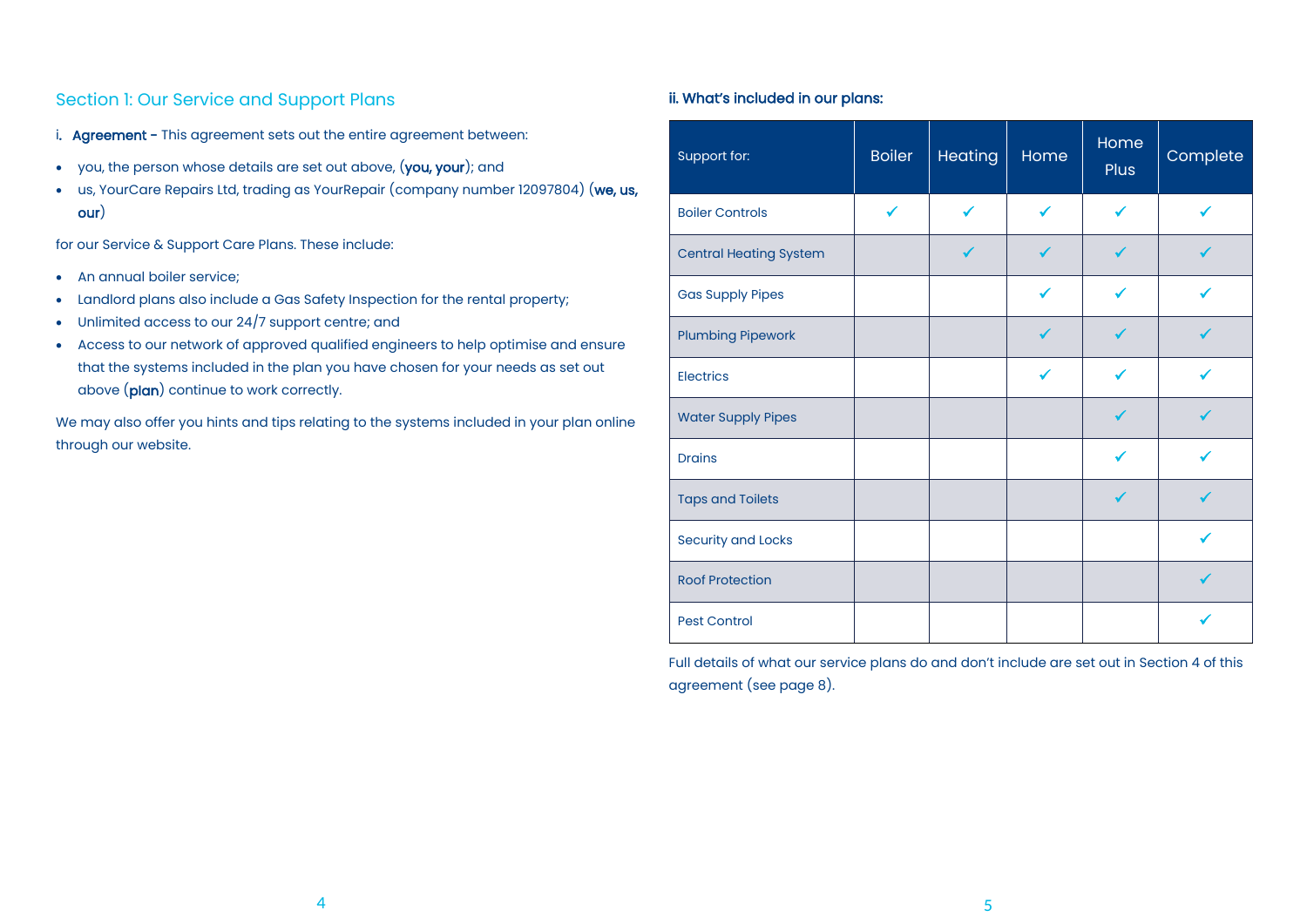## Section 1: Our Service and Support Plans

i. **Agreement -** This agreement sets out the entire agreement between:

- you, the person whose details are set out above, (**you, your**); and
- us, YourCare Repairs Ltd, trading as YourRepair (company number 12097804) (**we, us, our**)

for our Service & Support Care Plans. These include:

- An annual boiler service;
- Landlord plans also include a Gas Safety Inspection for the rental property;
- Unlimited access to our 24/7 support centre; and
- Access to our network of approved qualified engineers to help optimise and ensure that the systems included in the plan you have chosen for your needs as set out above (**plan**) continue to work correctly.

We may also offer you hints and tips relating to the systems included in your plan online through our website.

### ii. What's included in our plans:

| Support for: | Boiler | Heating | Home | Home Plus | Complete |
|---|---|---|---|---|---|
| Boiler Controls | ✓ | ✓ | ✓ | ✓ | ✓ |
| Central Heating System | | ✓ | ✓ | ✓ | ✓ |
| Gas Supply Pipes | | | ✓ | ✓ | ✓ |
| Plumbing Pipework | | | ✓ | ✓ | ✓ |
| Electrics | | | ✓ | ✓ | ✓ |
| Water Supply Pipes | | | | ✓ | ✓ |
| Drains | | | | ✓ | ✓ |
| Taps and Toilets | | | | ✓ | ✓ |
| Security and Locks | | | | | ✓ |
| Roof Protection | | | | | ✓ |
| Pest Control | | | | | ✓ |

Full details of what our service plans do and don't include are set out in Section 4 of this agreement (see page 8).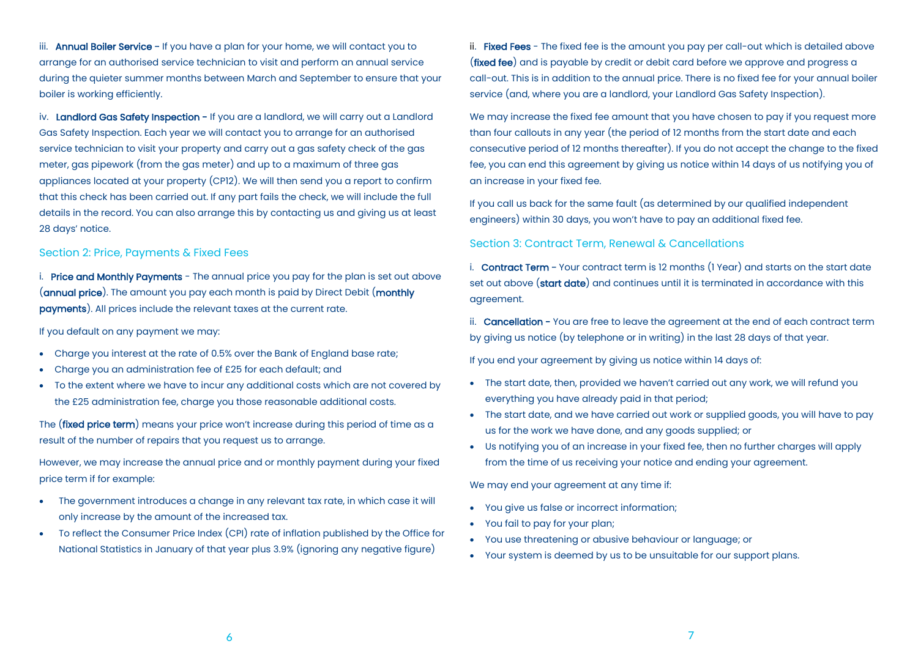iii. **Annual Boiler Service** - If you have a plan for your home, we will contact you to arrange for an authorised service technician to visit and perform an annual service during the quieter summer months between March and September to ensure that your boiler is working efficiently.

iv. **Landlord Gas Safety Inspection** - If you are a landlord, we will carry out a Landlord Gas Safety Inspection. Each year we will contact you to arrange for an authorised service technician to visit your property and carry out a gas safety check of the gas meter, gas pipework (from the gas meter) and up to a maximum of three gas appliances located at your property (CP12). We will then send you a report to confirm that this check has been carried out. If any part fails the check, we will include the full details in the record. You can also arrange this by contacting us and giving us at least 28 days' notice.

## Section 2: Price, Payments & Fixed Fees

i. **Price and Monthly Payments** - The annual price you pay for the plan is set out above (**annual price**). The amount you pay each month is paid by Direct Debit (**monthly payments**). All prices include the relevant taxes at the current rate.

If you default on any payment we may:

- Charge you interest at the rate of 0.5% over the Bank of England base rate;
- Charge you an administration fee of £25 for each default; and
- To the extent where we have to incur any additional costs which are not covered by the £25 administration fee, charge you those reasonable additional costs.

The (**fixed price term**) means your price won't increase during this period of time as a result of the number of repairs that you request us to arrange.

However, we may increase the annual price and or monthly payment during your fixed price term if for example:

- The government introduces a change in any relevant tax rate, in which case it will only increase by the amount of the increased tax.
- To reflect the Consumer Price Index (CPI) rate of inflation published by the Office for National Statistics in January of that year plus 3.9% (ignoring any negative figure)

ii. **Fixed Fees** - The fixed fee is the amount you pay per call-out which is detailed above (**fixed fee**) and is payable by credit or debit card before we approve and progress a call-out. This is in addition to the annual price. There is no fixed fee for your annual boiler service (and, where you are a landlord, your Landlord Gas Safety Inspection).

We may increase the fixed fee amount that you have chosen to pay if you request more than four callouts in any year (the period of 12 months from the start date and each consecutive period of 12 months thereafter). If you do not accept the change to the fixed fee, you can end this agreement by giving us notice within 14 days of us notifying you of an increase in your fixed fee.

If you call us back for the same fault (as determined by our qualified independent engineers) within 30 days, you won't have to pay an additional fixed fee.

## Section 3: Contract Term, Renewal & Cancellations

i. **Contract Term** - Your contract term is 12 months (1 Year) and starts on the start date set out above (**start date**) and continues until it is terminated in accordance with this agreement.

ii. **Cancellation** - You are free to leave the agreement at the end of each contract term by giving us notice (by telephone or in writing) in the last 28 days of that year.

If you end your agreement by giving us notice within 14 days of:

- The start date, then, provided we haven't carried out any work, we will refund you everything you have already paid in that period;
- The start date, and we have carried out work or supplied goods, you will have to pay us for the work we have done, and any goods supplied; or
- Us notifying you of an increase in your fixed fee, then no further charges will apply from the time of us receiving your notice and ending your agreement.

We may end your agreement at any time if:

- You give us false or incorrect information;
- You fail to pay for your plan;
- You use threatening or abusive behaviour or language; or
- Your system is deemed by us to be unsuitable for our support plans.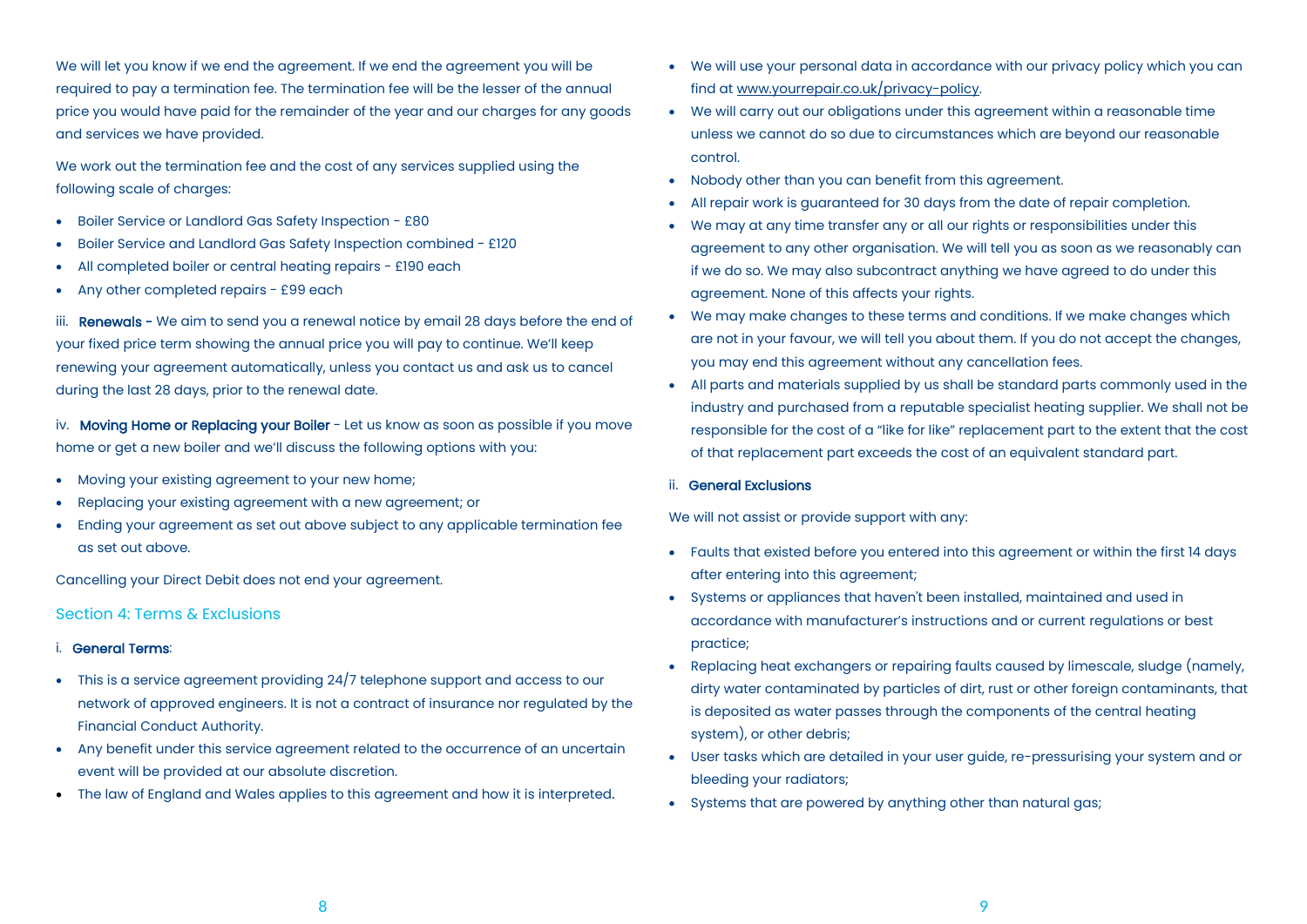We will let you know if we end the agreement. If we end the agreement you will be required to pay a termination fee. The termination fee will be the lesser of the annual price you would have paid for the remainder of the year and our charges for any goods and services we have provided.

We work out the termination fee and the cost of any services supplied using the following scale of charges:

- Boiler Service or Landlord Gas Safety Inspection - £80
- Boiler Service and Landlord Gas Safety Inspection combined - £120
- All completed boiler or central heating repairs - £190 each
- Any other completed repairs - £99 each

iii. **Renewals -** We aim to send you a renewal notice by email 28 days before the end of your fixed price term showing the annual price you will pay to continue. We'll keep renewing your agreement automatically, unless you contact us and ask us to cancel during the last 28 days, prior to the renewal date.

iv. **Moving Home or Replacing your Boiler** - Let us know as soon as possible if you move home or get a new boiler and we'll discuss the following options with you:

- Moving your existing agreement to your new home;
- Replacing your existing agreement with a new agreement; or
- Ending your agreement as set out above subject to any applicable termination fee as set out above.

Cancelling your Direct Debit does not end your agreement.

## Section 4: Terms & Exclusions

i. **General Terms**:

- This is a service agreement providing 24/7 telephone support and access to our network of approved engineers. It is not a contract of insurance nor regulated by the Financial Conduct Authority.
- Any benefit under this service agreement related to the occurrence of an uncertain event will be provided at our absolute discretion.
- The law of England and Wales applies to this agreement and how it is interpreted.
- We will use your personal data in accordance with our privacy policy which you can find at www.yourrepair.co.uk/privacy-policy.
- We will carry out our obligations under this agreement within a reasonable time unless we cannot do so due to circumstances which are beyond our reasonable control.
- Nobody other than you can benefit from this agreement.
- All repair work is guaranteed for 30 days from the date of repair completion.
- We may at any time transfer any or all our rights or responsibilities under this agreement to any other organisation. We will tell you as soon as we reasonably can if we do so. We may also subcontract anything we have agreed to do under this agreement. None of this affects your rights.
- We may make changes to these terms and conditions. If we make changes which are not in your favour, we will tell you about them. If you do not accept the changes, you may end this agreement without any cancellation fees.
- All parts and materials supplied by us shall be standard parts commonly used in the industry and purchased from a reputable specialist heating supplier. We shall not be responsible for the cost of a "like for like" replacement part to the extent that the cost of that replacement part exceeds the cost of an equivalent standard part.

ii. **General Exclusions**

We will not assist or provide support with any:

- Faults that existed before you entered into this agreement or within the first 14 days after entering into this agreement;
- Systems or appliances that haven't been installed, maintained and used in accordance with manufacturer's instructions and or current regulations or best practice;
- Replacing heat exchangers or repairing faults caused by limescale, sludge (namely, dirty water contaminated by particles of dirt, rust or other foreign contaminants, that is deposited as water passes through the components of the central heating system), or other debris;
- User tasks which are detailed in your user guide, re-pressurising your system and or bleeding your radiators;
- Systems that are powered by anything other than natural gas;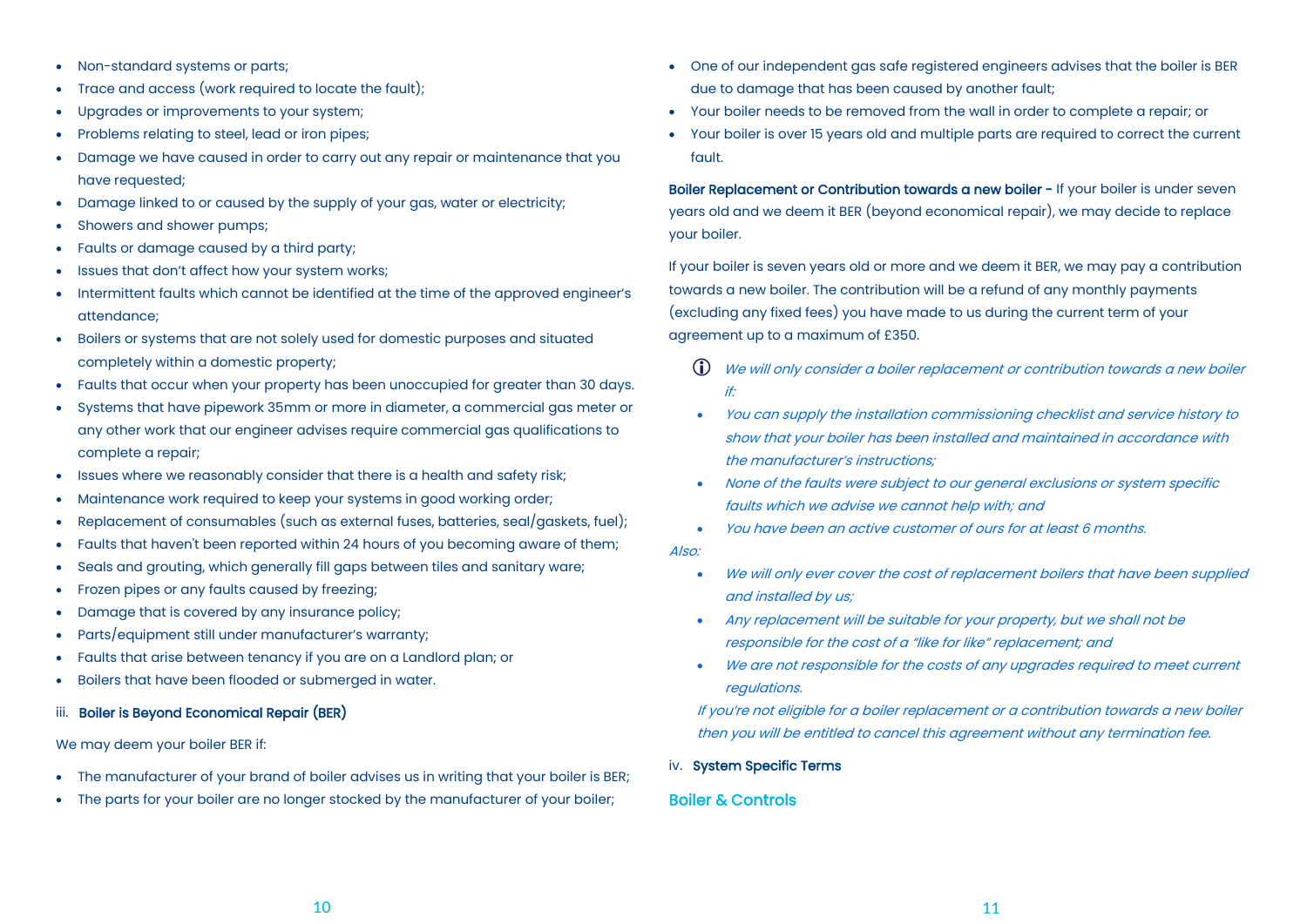- Non-standard systems or parts;
- Trace and access (work required to locate the fault);
- Upgrades or improvements to your system;
- Problems relating to steel, lead or iron pipes;
- Damage we have caused in order to carry out any repair or maintenance that you have requested;
- Damage linked to or caused by the supply of your gas, water or electricity;
- Showers and shower pumps;
- Faults or damage caused by a third party;
- Issues that don't affect how your system works;
- Intermittent faults which cannot be identified at the time of the approved engineer's attendance;
- Boilers or systems that are not solely used for domestic purposes and situated completely within a domestic property;
- Faults that occur when your property has been unoccupied for greater than 30 days.
- Systems that have pipework 35mm or more in diameter, a commercial gas meter or any other work that our engineer advises require commercial gas qualifications to complete a repair;
- Issues where we reasonably consider that there is a health and safety risk;
- Maintenance work required to keep your systems in good working order;
- Replacement of consumables (such as external fuses, batteries, seal/gaskets, fuel);
- Faults that haven't been reported within 24 hours of you becoming aware of them;
- Seals and grouting, which generally fill gaps between tiles and sanitary ware;
- Frozen pipes or any faults caused by freezing;
- Damage that is covered by any insurance policy;
- Parts/equipment still under manufacturer's warranty;
- Faults that arise between tenancy if you are on a Landlord plan; or
- Boilers that have been flooded or submerged in water.

iii. **Boiler is Beyond Economical Repair (BER)**

We may deem your boiler BER if:

- The manufacturer of your brand of boiler advises us in writing that your boiler is BER;
- The parts for your boiler are no longer stocked by the manufacturer of your boiler;
- One of our independent gas safe registered engineers advises that the boiler is BER due to damage that has been caused by another fault;
- Your boiler needs to be removed from the wall in order to complete a repair; or
- Your boiler is over 15 years old and multiple parts are required to correct the current fault.

**Boiler Replacement or Contribution towards a new boiler -** If your boiler is under seven years old and we deem it BER (beyond economical repair), we may decide to replace your boiler.

If your boiler is seven years old or more and we deem it BER, we may pay a contribution towards a new boiler. The contribution will be a refund of any monthly payments (excluding any fixed fees) you have made to us during the current term of your agreement up to a maximum of £350.

ⓘ *We will only consider a boiler replacement or contribution towards a new boiler if:*

- *You can supply the installation commissioning checklist and service history to show that your boiler has been installed and maintained in accordance with the manufacturer's instructions;*
- *None of the faults were subject to our general exclusions or system specific faults which we advise we cannot help with; and*
- *You have been an active customer of ours for at least 6 months.*

*Also:*

- *We will only ever cover the cost of replacement boilers that have been supplied and installed by us;*
- *Any replacement will be suitable for your property, but we shall not be responsible for the cost of a "like for like" replacement; and*
- *We are not responsible for the costs of any upgrades required to meet current regulations.*

*If you're not eligible for a boiler replacement or a contribution towards a new boiler then you will be entitled to cancel this agreement without any termination fee.*

iv. **System Specific Terms**

## Boiler & Controls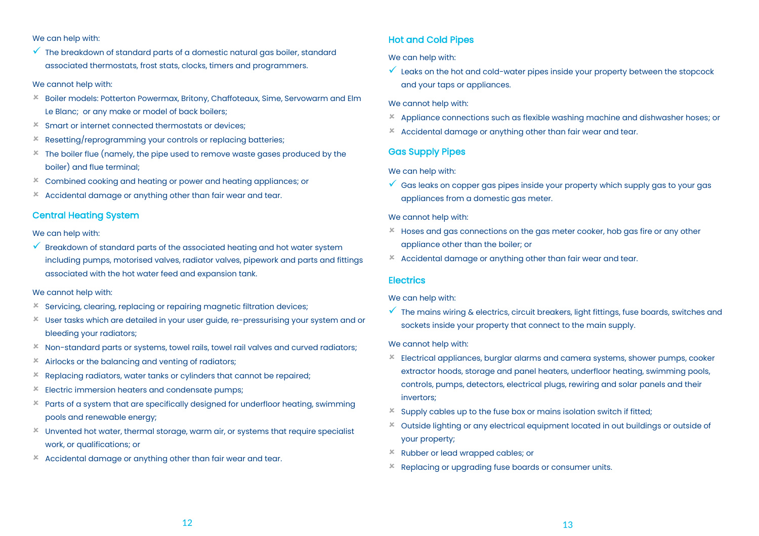We can help with:

- ✓ The breakdown of standard parts of a domestic natural gas boiler, standard associated thermostats, frost stats, clocks, timers and programmers.

We cannot help with:

- ✗ Boiler models: Potterton Powermax, Britony, Chaffoteaux, Sime, Servowarm and Elm Le Blanc; or any make or model of back boilers;
- ✗ Smart or internet connected thermostats or devices;
- ✗ Resetting/reprogramming your controls or replacing batteries;
- ✗ The boiler flue (namely, the pipe used to remove waste gases produced by the boiler) and flue terminal;
- ✗ Combined cooking and heating or power and heating appliances; or
- ✗ Accidental damage or anything other than fair wear and tear.

## Central Heating System

We can help with:

- ✓ Breakdown of standard parts of the associated heating and hot water system including pumps, motorised valves, radiator valves, pipework and parts and fittings associated with the hot water feed and expansion tank.

We cannot help with:

- ✗ Servicing, clearing, replacing or repairing magnetic filtration devices;
- ✗ User tasks which are detailed in your user guide, re-pressurising your system and or bleeding your radiators;
- ✗ Non-standard parts or systems, towel rails, towel rail valves and curved radiators;
- ✗ Airlocks or the balancing and venting of radiators;
- ✗ Replacing radiators, water tanks or cylinders that cannot be repaired;
- ✗ Electric immersion heaters and condensate pumps;
- ✗ Parts of a system that are specifically designed for underfloor heating, swimming pools and renewable energy;
- ✗ Unvented hot water, thermal storage, warm air, or systems that require specialist work, or qualifications; or
- ✗ Accidental damage or anything other than fair wear and tear.

## Hot and Cold Pipes

We can help with:

- ✓ Leaks on the hot and cold-water pipes inside your property between the stopcock and your taps or appliances.

We cannot help with:

- ✗ Appliance connections such as flexible washing machine and dishwasher hoses; or
- ✗ Accidental damage or anything other than fair wear and tear.

## Gas Supply Pipes

We can help with:

- ✓ Gas leaks on copper gas pipes inside your property which supply gas to your gas appliances from a domestic gas meter.

We cannot help with:

- ✗ Hoses and gas connections on the gas meter cooker, hob gas fire or any other appliance other than the boiler; or
- ✗ Accidental damage or anything other than fair wear and tear.

## Electrics

We can help with:

- ✓ The mains wiring & electrics, circuit breakers, light fittings, fuse boards, switches and sockets inside your property that connect to the main supply.

We cannot help with:

- ✗ Electrical appliances, burglar alarms and camera systems, shower pumps, cooker extractor hoods, storage and panel heaters, underfloor heating, swimming pools, controls, pumps, detectors, electrical plugs, rewiring and solar panels and their invertors;
- ✗ Supply cables up to the fuse box or mains isolation switch if fitted;
- ✗ Outside lighting or any electrical equipment located in out buildings or outside of your property;
- ✗ Rubber or lead wrapped cables; or
- ✗ Replacing or upgrading fuse boards or consumer units.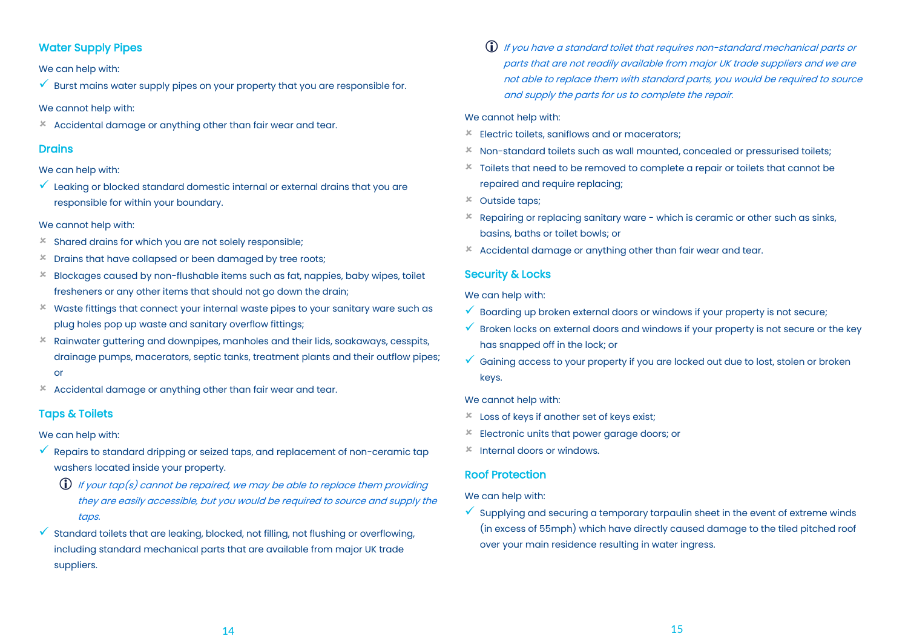## Water Supply Pipes

We can help with:

- ✓ Burst mains water supply pipes on your property that you are responsible for.

We cannot help with:

- ✗ Accidental damage or anything other than fair wear and tear.

## Drains

We can help with:

- ✓ Leaking or blocked standard domestic internal or external drains that you are responsible for within your boundary.

We cannot help with:

- ✗ Shared drains for which you are not solely responsible;
- ✗ Drains that have collapsed or been damaged by tree roots;
- ✗ Blockages caused by non-flushable items such as fat, nappies, baby wipes, toilet fresheners or any other items that should not go down the drain;
- ✗ Waste fittings that connect your internal waste pipes to your sanitary ware such as plug holes pop up waste and sanitary overflow fittings;
- ✗ Rainwater guttering and downpipes, manholes and their lids, soakaways, cesspits, drainage pumps, macerators, septic tanks, treatment plants and their outflow pipes; or
- ✗ Accidental damage or anything other than fair wear and tear.

## Taps & Toilets

We can help with:

- ✓ Repairs to standard dripping or seized taps, and replacement of non-ceramic tap washers located inside your property.

  ⓘ *If your tap(s) cannot be repaired, we may be able to replace them providing they are easily accessible, but you would be required to source and supply the taps.*

- ✓ Standard toilets that are leaking, blocked, not filling, not flushing or overflowing, including standard mechanical parts that are available from major UK trade suppliers.

  ⓘ *If you have a standard toilet that requires non-standard mechanical parts or parts that are not readily available from major UK trade suppliers and we are not able to replace them with standard parts, you would be required to source and supply the parts for us to complete the repair.*

We cannot help with:

- ✗ Electric toilets, saniflows and or macerators;
- ✗ Non-standard toilets such as wall mounted, concealed or pressurised toilets;
- ✗ Toilets that need to be removed to complete a repair or toilets that cannot be repaired and require replacing;
- ✗ Outside taps;
- ✗ Repairing or replacing sanitary ware - which is ceramic or other such as sinks, basins, baths or toilet bowls; or
- ✗ Accidental damage or anything other than fair wear and tear.

## Security & Locks

We can help with:

- ✓ Boarding up broken external doors or windows if your property is not secure;
- ✓ Broken locks on external doors and windows if your property is not secure or the key has snapped off in the lock; or
- ✓ Gaining access to your property if you are locked out due to lost, stolen or broken keys.

We cannot help with:

- ✗ Loss of keys if another set of keys exist;
- ✗ Electronic units that power garage doors; or
- ✗ Internal doors or windows.

## Roof Protection

We can help with:

- ✓ Supplying and securing a temporary tarpaulin sheet in the event of extreme winds (in excess of 55mph) which have directly caused damage to the tiled pitched roof over your main residence resulting in water ingress.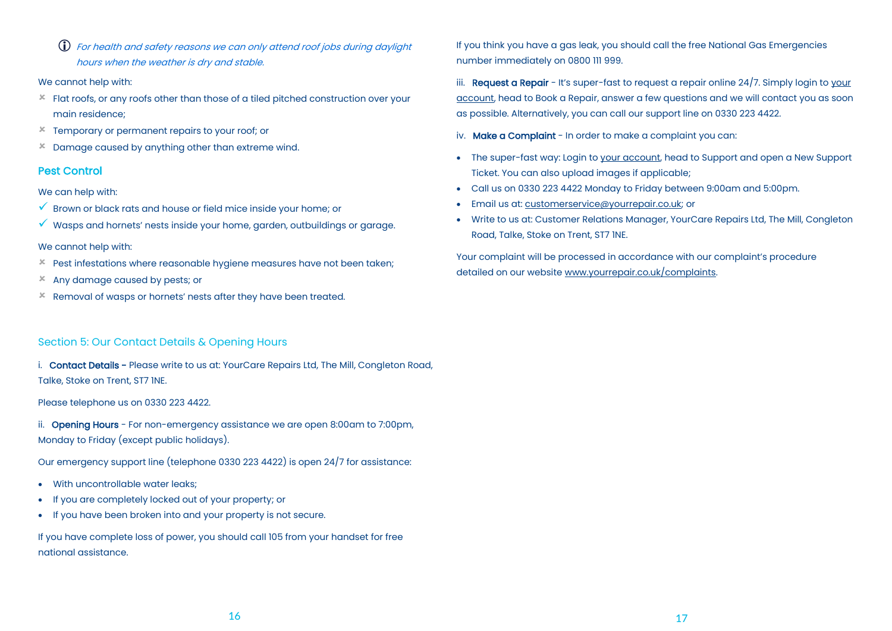ⓘ *For health and safety reasons we can only attend roof jobs during daylight hours when the weather is dry and stable.*

We cannot help with:

- ✗ Flat roofs, or any roofs other than those of a tiled pitched construction over your main residence;
- ✗ Temporary or permanent repairs to your roof; or
- ✗ Damage caused by anything other than extreme wind.

### Pest Control

We can help with:

- ✓ Brown or black rats and house or field mice inside your home; or
- ✓ Wasps and hornets' nests inside your home, garden, outbuildings or garage.

We cannot help with:

- ✗ Pest infestations where reasonable hygiene measures have not been taken;
- ✗ Any damage caused by pests; or
- ✗ Removal of wasps or hornets' nests after they have been treated.

## Section 5: Our Contact Details & Opening Hours

i. **Contact Details -** Please write to us at: YourCare Repairs Ltd, The Mill, Congleton Road, Talke, Stoke on Trent, ST7 1NE.

Please telephone us on 0330 223 4422.

ii. **Opening Hours** - For non-emergency assistance we are open 8:00am to 7:00pm, Monday to Friday (except public holidays).

Our emergency support line (telephone 0330 223 4422) is open 24/7 for assistance:

- With uncontrollable water leaks;
- If you are completely locked out of your property; or
- If you have been broken into and your property is not secure.

If you have complete loss of power, you should call 105 from your handset for free national assistance.

If you think you have a gas leak, you should call the free National Gas Emergencies number immediately on 0800 111 999.

iii. **Request a Repair** - It's super-fast to request a repair online 24/7. Simply login to your account, head to Book a Repair, answer a few questions and we will contact you as soon as possible. Alternatively, you can call our support line on 0330 223 4422.

iv. **Make a Complaint** - In order to make a complaint you can:

- The super-fast way: Login to your account, head to Support and open a New Support Ticket. You can also upload images if applicable;
- Call us on 0330 223 4422 Monday to Friday between 9:00am and 5:00pm.
- Email us at: customerservice@yourrepair.co.uk; or
- Write to us at: Customer Relations Manager, YourCare Repairs Ltd, The Mill, Congleton Road, Talke, Stoke on Trent, ST7 1NE.

Your complaint will be processed in accordance with our complaint's procedure detailed on our website www.yourrepair.co.uk/complaints.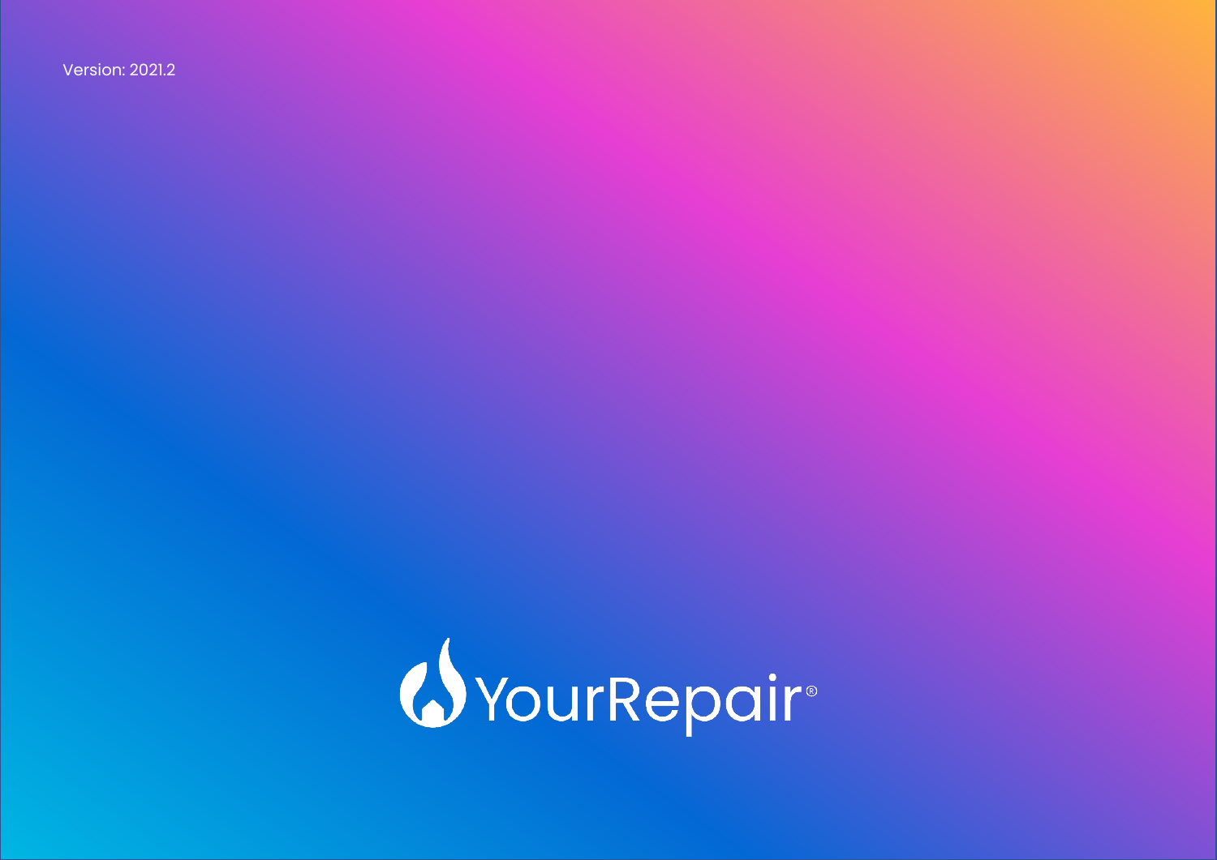Version: 2021.2

YourRepair®